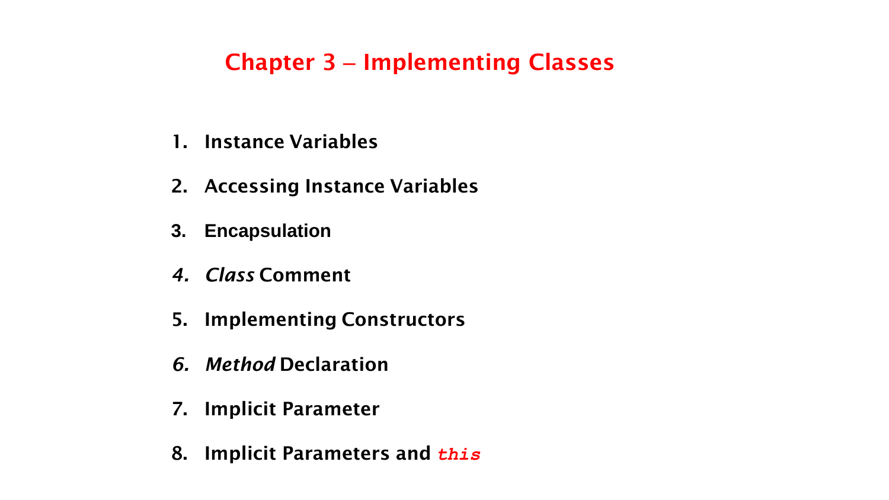# Chapter 3 – Implementing Classes

1. Instance Variables
2. Accessing Instance Variables
3. Encapsulation
4. *Class* Comment
5. Implementing Constructors
6. *Method* Declaration
7. Implicit Parameter
8. Implicit Parameters and `this`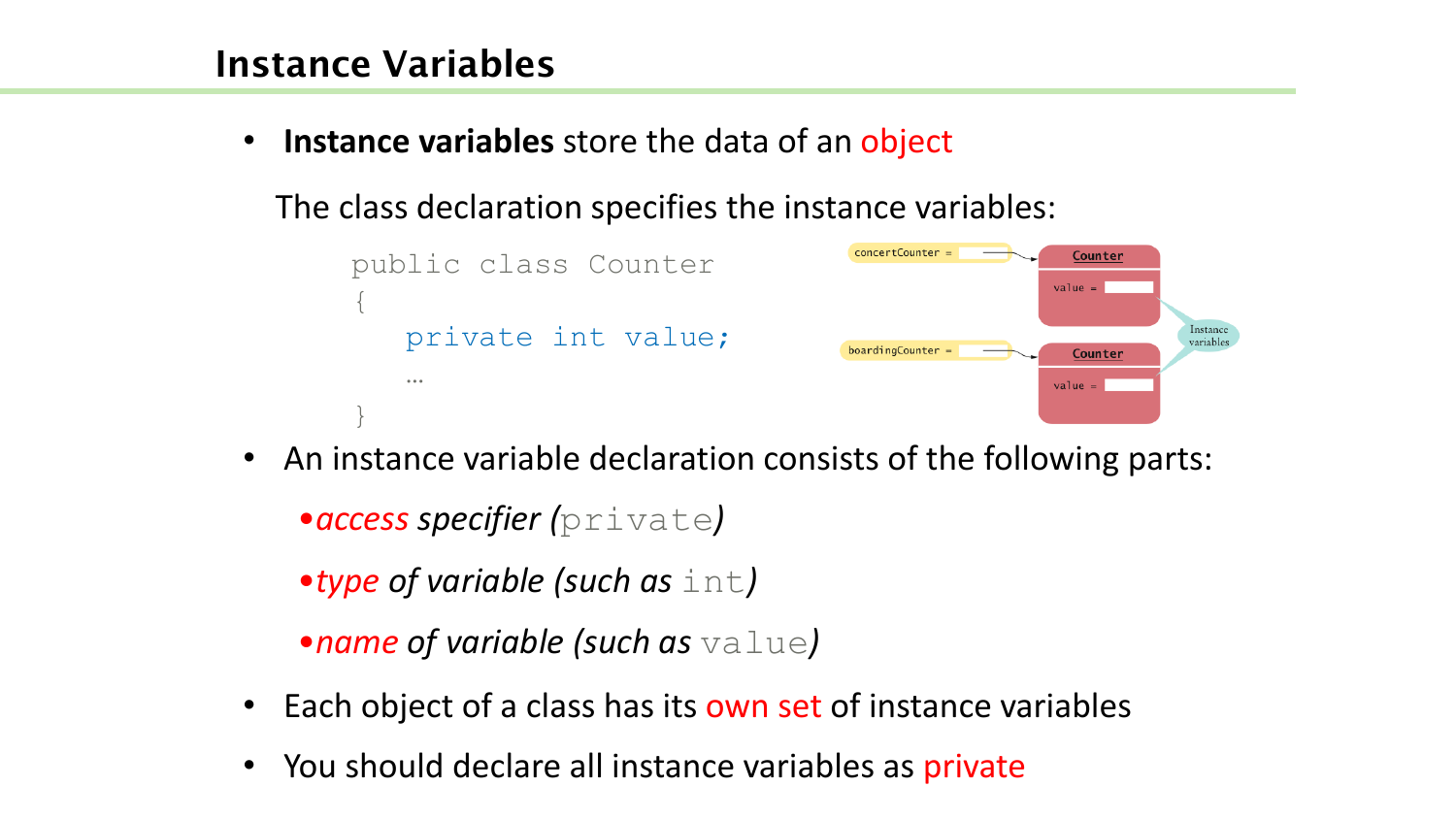## Instance Variables

- **Instance variables** store the data of an object

  The class declaration specifies the instance variables:

```
public class Counter
{
   private int value;
   …
}
```

- An instance variable declaration consists of the following parts:
  - *access specifier (*`private`*)*
  - *type of variable (such as* `int`*)*
  - *name of variable (such as* `value`*)*
- Each object of a class has its own set of instance variables
- You should declare all instance variables as private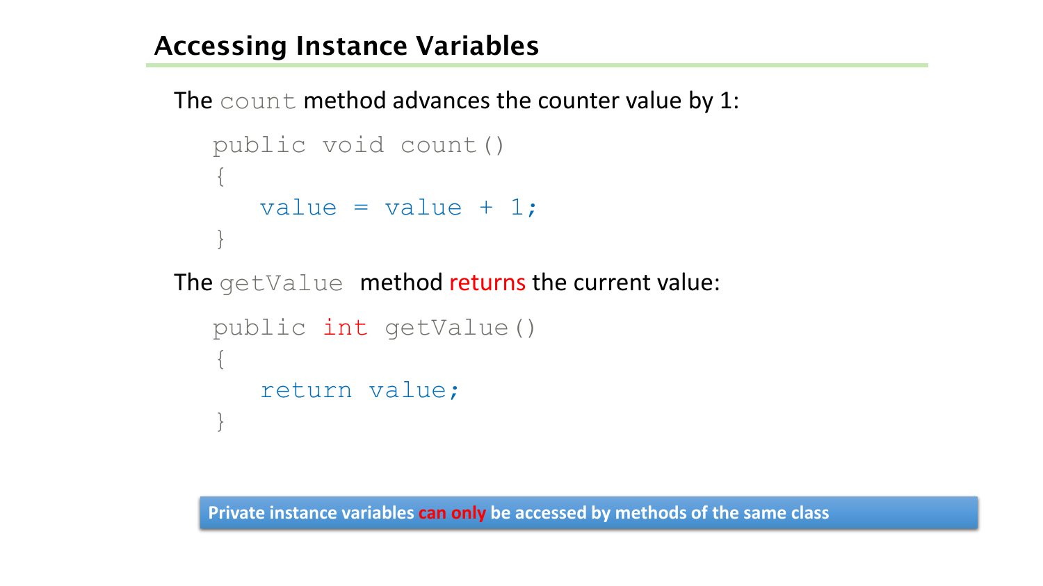## Accessing Instance Variables

The `count` method advances the counter value by 1:

```
public void count()
{
   value = value + 1;
}
```

The `getValue` method returns the current value:

```
public int getValue()
{
   return value;
}
```

**Private instance variables can only be accessed by methods of the same class**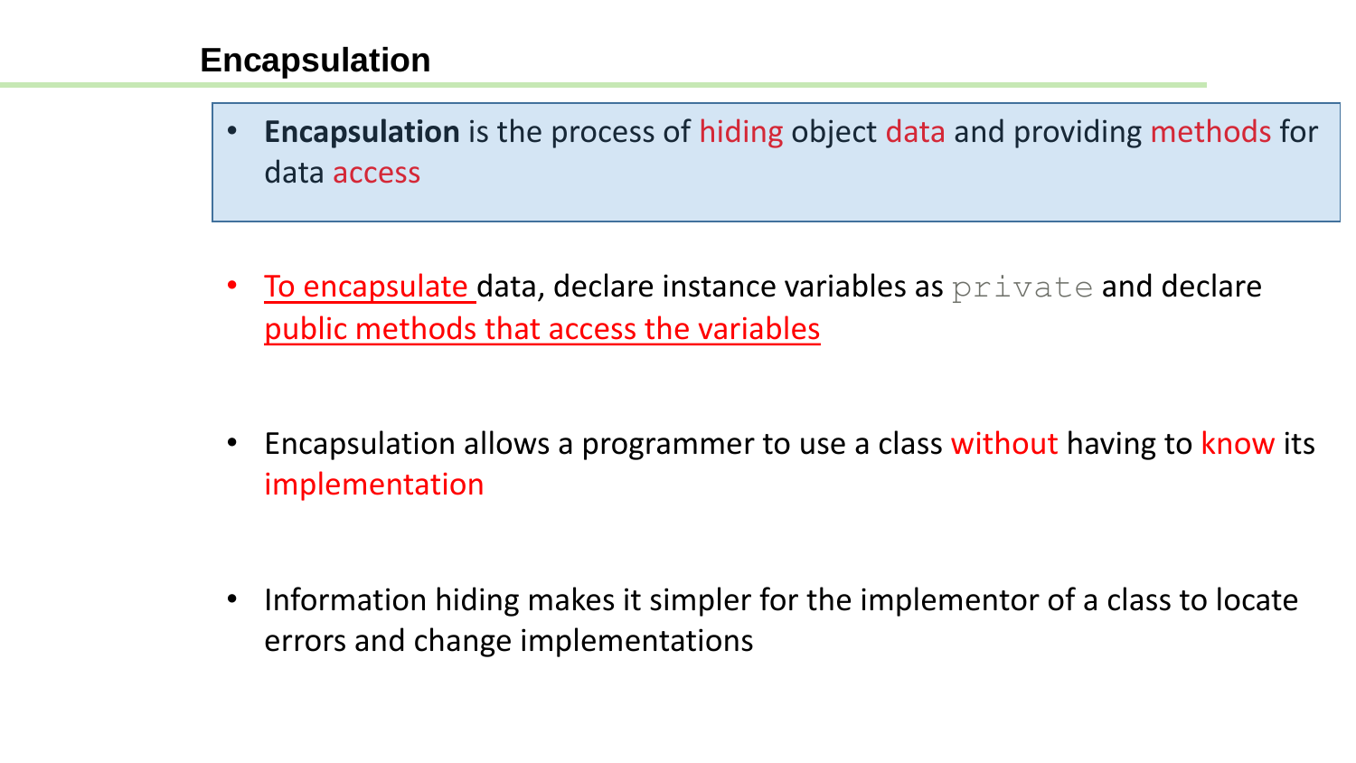# Encapsulation

- **Encapsulation** is the process of hiding object data and providing methods for data access

- To encapsulate data, declare instance variables as `private` and declare public methods that access the variables

- Encapsulation allows a programmer to use a class without having to know its implementation

- Information hiding makes it simpler for the implementor of a class to locate errors and change implementations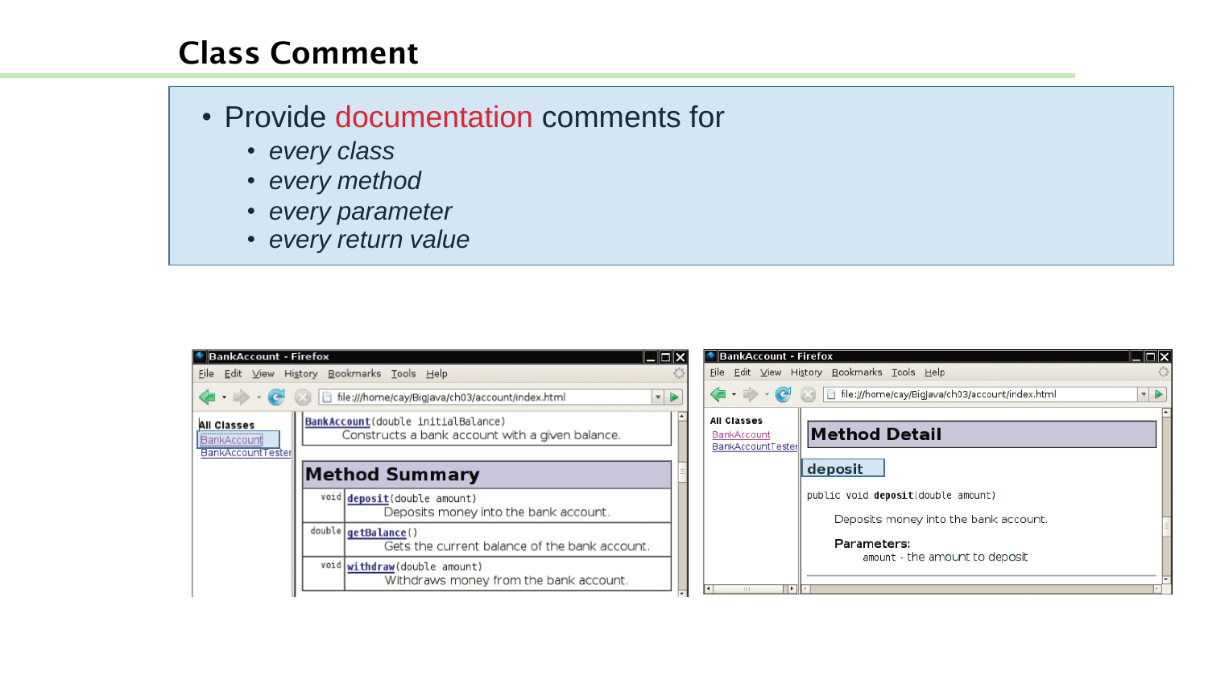# Class Comment

- Provide documentation comments for
  - *every class*
  - *every method*
  - *every parameter*
  - *every return value*

BankAccount - Firefox

File Edit View History Bookmarks Tools Help

file:///home/cay/BigJava/ch03/account/index.html

All Classes
BankAccount
BankAccountTester

`BankAccount(double initialBalance)`
Constructs a bank account with a given balance.

## Method Summary

| | |
|---|---|
| void | `deposit(double amount)` Deposits money into the bank account. |
| double | `getBalance()` Gets the current balance of the bank account. |
| void | `withdraw(double amount)` Withdraws money from the bank account. |

BankAccount - Firefox

File Edit View History Bookmarks Tools Help

file:///home/cay/BigJava/ch03/account/index.html

All Classes
BankAccount
BankAccountTester

## Method Detail

### deposit

`public void deposit(double amount)`

Deposits money into the bank account.

**Parameters:**
amount - the amount to deposit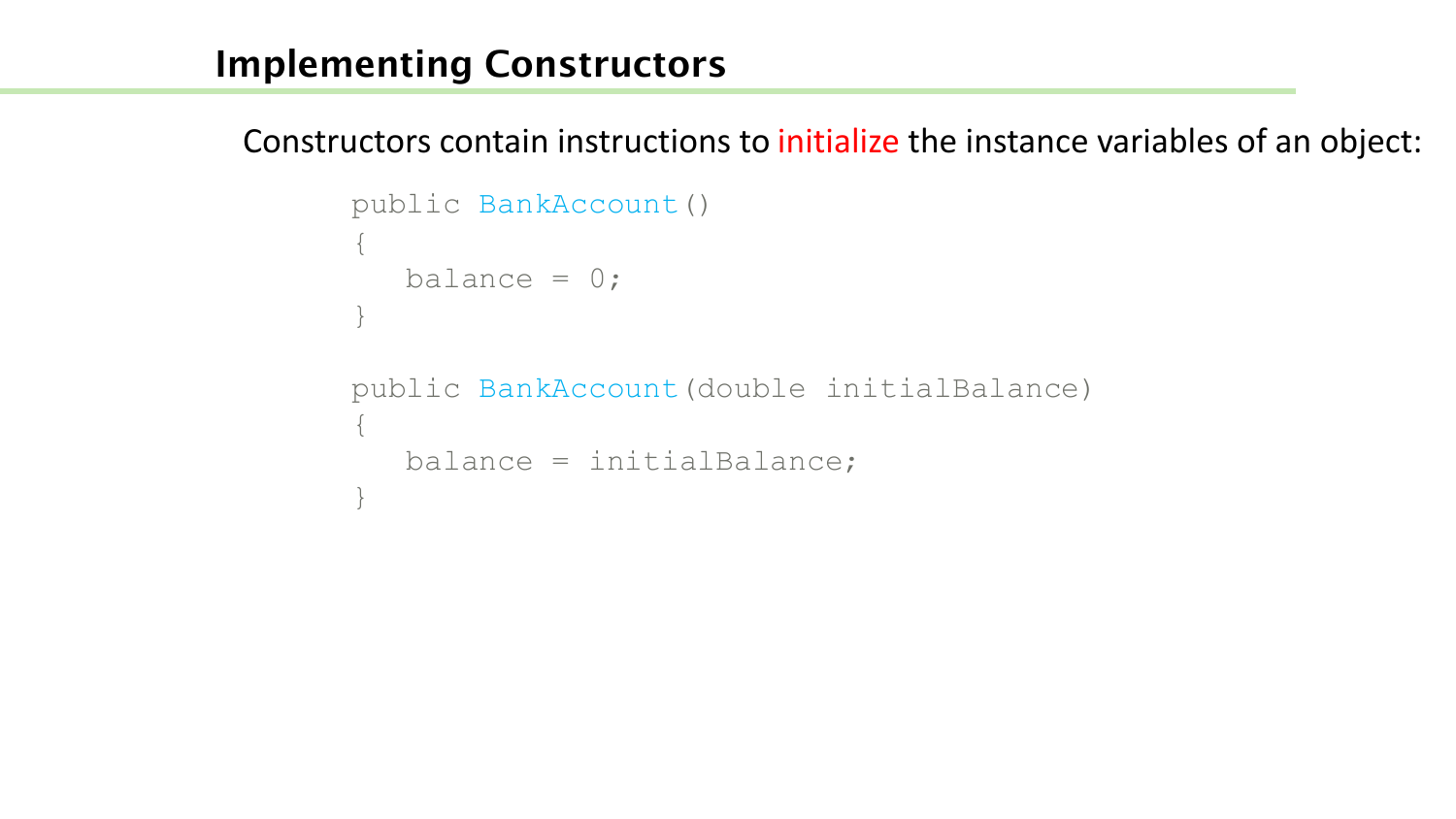## Implementing Constructors

Constructors contain instructions to initialize the instance variables of an object:

```
public BankAccount()
{
   balance = 0;
}

public BankAccount(double initialBalance)
{
   balance = initialBalance;
}
```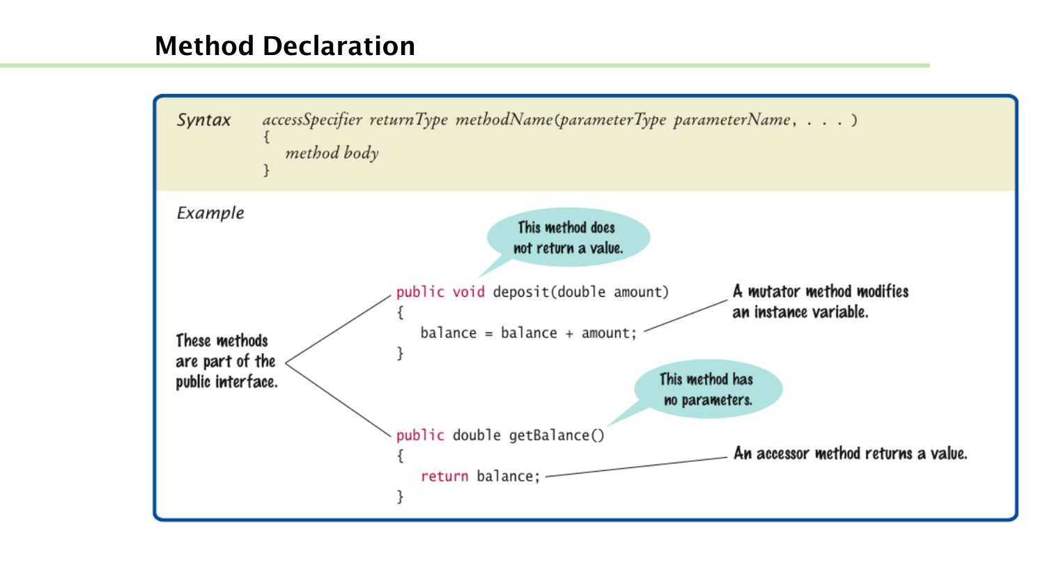## Method Declaration

**Syntax**

```
accessSpecifier returnType methodName(parameterType parameterName, . . . )
{
   method body
}
```

**Example**

```
public void deposit(double amount)
{
   balance = balance + amount;
}

public double getBalance()
{
   return balance;
}
```

- This method does not return a value.
- A mutator method modifies an instance variable.
- These methods are part of the public interface.
- This method has no parameters.
- An accessor method returns a value.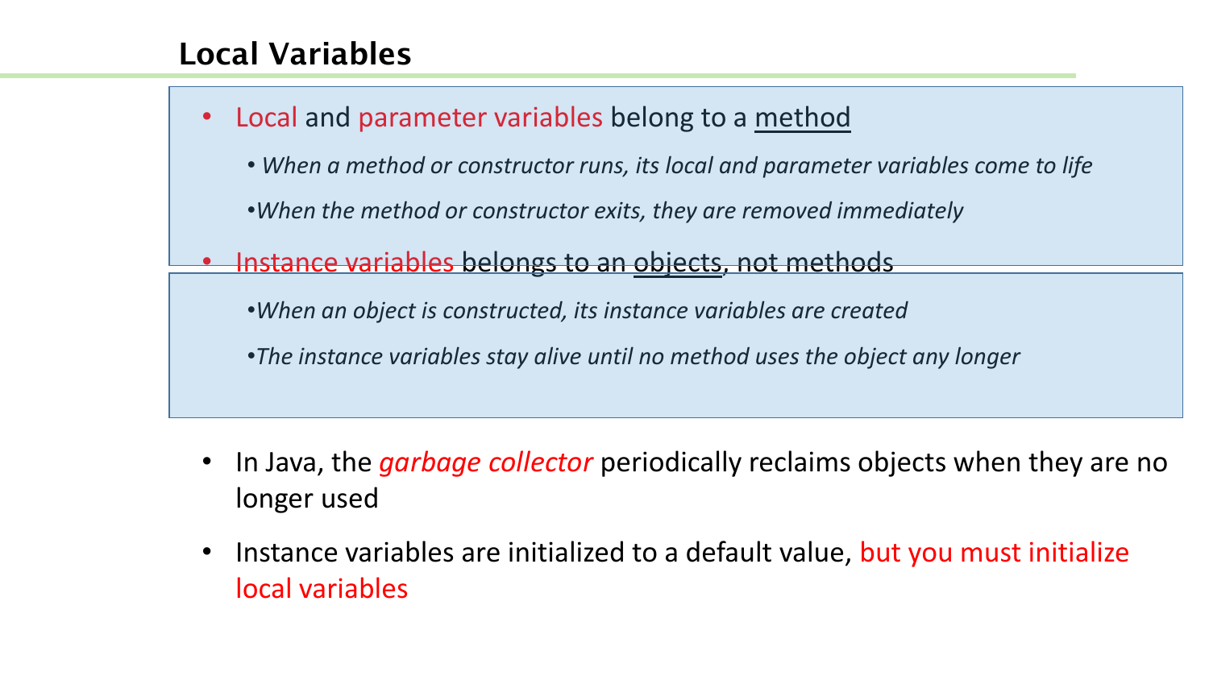## Local Variables

- Local and parameter variables belong to a method
  - *When a method or constructor runs, its local and parameter variables come to life*
  - *When the method or constructor exits, they are removed immediately*
- Instance variables belongs to an objects, not methods
  - *When an object is constructed, its instance variables are created*
  - *The instance variables stay alive until no method uses the object any longer*

- In Java, the *garbage collector* periodically reclaims objects when they are no longer used
- Instance variables are initialized to a default value, but you must initialize local variables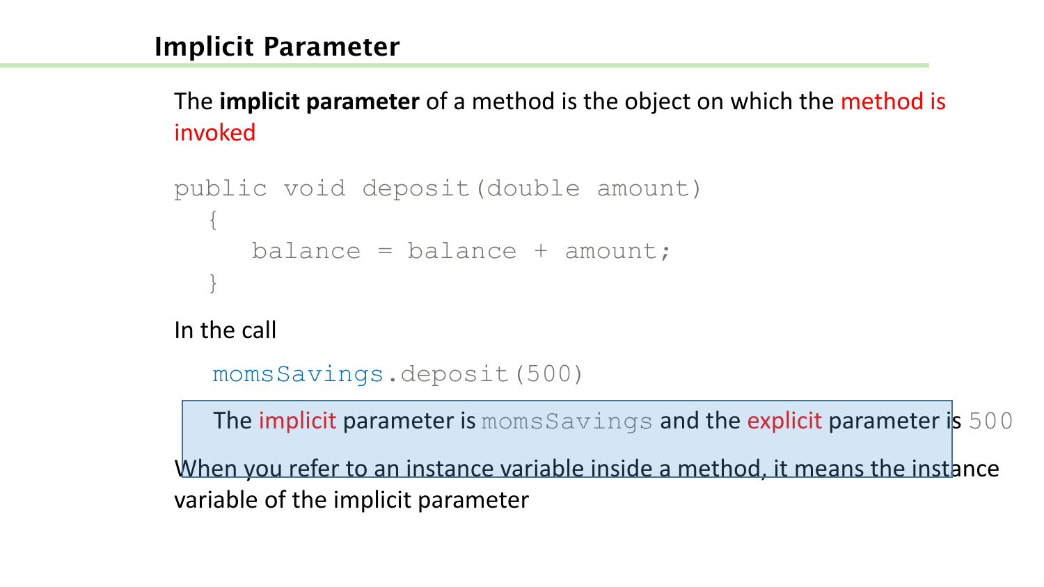# Implicit Parameter

The **implicit parameter** of a method is the object on which the method is invoked

```
public void deposit(double amount)
  {
     balance = balance + amount;
  }
```

In the call

```
momsSavings.deposit(500)
```

The implicit parameter is `momsSavings` and the explicit parameter is `500`

When you refer to an instance variable inside a method, it means the instance variable of the implicit parameter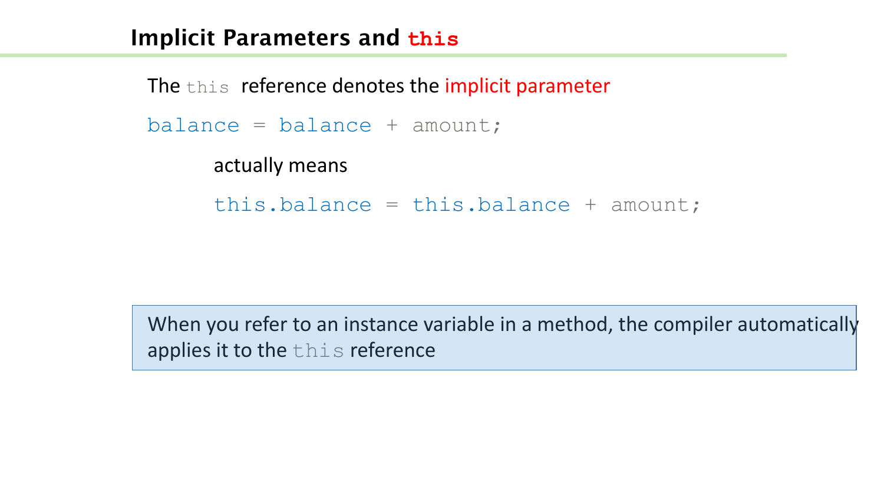## Implicit Parameters and `this`

The `this` reference denotes the implicit parameter

```
balance = balance + amount;
```

actually means

```
this.balance = this.balance + amount;
```

> When you refer to an instance variable in a method, the compiler automatically applies it to the `this` reference